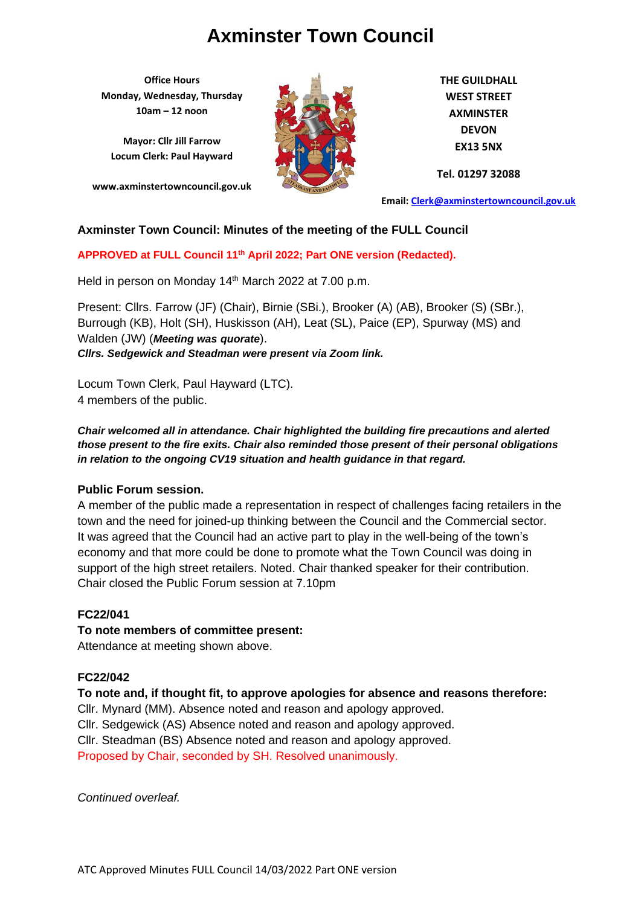# Axminster Town Council

**Office Hours**
**Monday, Wednesday, Thursday**
**10am – 12 noon**

**Mayor: Cllr Jill Farrow**
**Locum Clerk: Paul Hayward**

**www.axminstertowncouncil.gov.uk**

**THE GUILDHALL**
**WEST STREET**
**AXMINSTER**
**DEVON**
**EX13 5NX**

**Tel. 01297 32088**

**Email: Clerk@axminstertowncouncil.gov.uk**

### Axminster Town Council: Minutes of the meeting of the FULL Council

**APPROVED at FULL Council 11th April 2022; Part ONE version (Redacted).**

Held in person on Monday 14th March 2022 at 7.00 p.m.

Present: Cllrs. Farrow (JF) (Chair), Birnie (SBi.), Brooker (A) (AB), Brooker (S) (SBr.), Burrough (KB), Holt (SH), Huskisson (AH), Leat (SL), Paice (EP), Spurway (MS) and Walden (JW) (***Meeting was quorate***).
***Cllrs. Sedgewick and Steadman were present via Zoom link.***

Locum Town Clerk, Paul Hayward (LTC).
4 members of the public.

***Chair welcomed all in attendance. Chair highlighted the building fire precautions and alerted those present to the fire exits. Chair also reminded those present of their personal obligations in relation to the ongoing CV19 situation and health guidance in that regard.***

**Public Forum session.**
A member of the public made a representation in respect of challenges facing retailers in the town and the need for joined-up thinking between the Council and the Commercial sector. It was agreed that the Council had an active part to play in the well-being of the town's economy and that more could be done to promote what the Town Council was doing in support of the high street retailers. Noted. Chair thanked speaker for their contribution. Chair closed the Public Forum session at 7.10pm

**FC22/041**
**To note members of committee present:**
Attendance at meeting shown above.

**FC22/042**
**To note and, if thought fit, to approve apologies for absence and reasons therefore:**
Cllr. Mynard (MM). Absence noted and reason and apology approved.
Cllr. Sedgewick (AS) Absence noted and reason and apology approved.
Cllr. Steadman (BS) Absence noted and reason and apology approved.
Proposed by Chair, seconded by SH. Resolved unanimously.

*Continued overleaf.*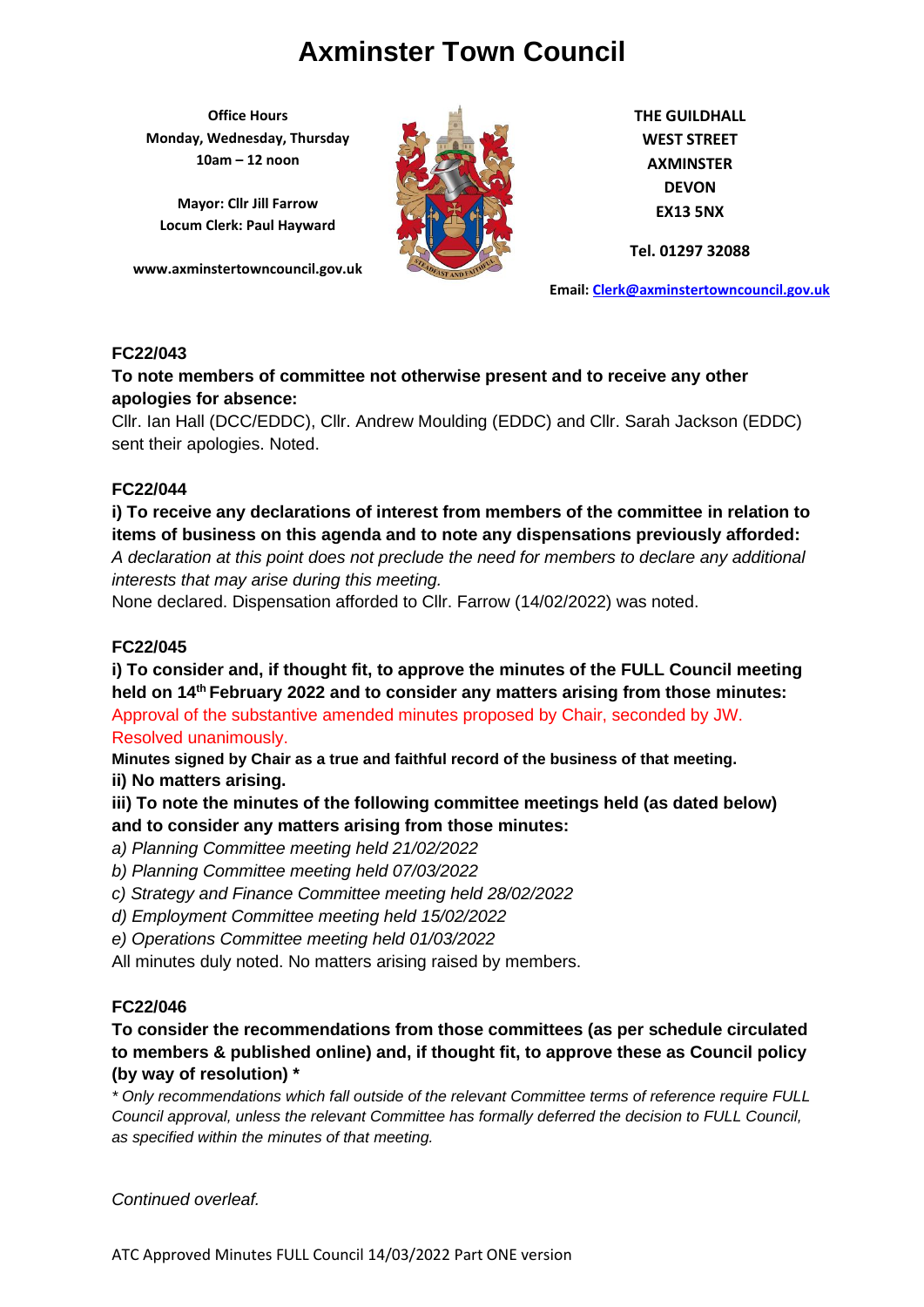# Axminster Town Council

**Office Hours**
**Monday, Wednesday, Thursday**
**10am – 12 noon**

**Mayor: Cllr Jill Farrow**
**Locum Clerk: Paul Hayward**

**www.axminstertowncouncil.gov.uk**

**THE GUILDHALL**
**WEST STREET**
**AXMINSTER**
**DEVON**
**EX13 5NX**

**Tel. 01297 32088**

**Email: Clerk@axminstertowncouncil.gov.uk**

**FC22/043**

**To note members of committee not otherwise present and to receive any other apologies for absence:**

Cllr. Ian Hall (DCC/EDDC), Cllr. Andrew Moulding (EDDC) and Cllr. Sarah Jackson (EDDC) sent their apologies. Noted.

**FC22/044**

**i) To receive any declarations of interest from members of the committee in relation to items of business on this agenda and to note any dispensations previously afforded:**

*A declaration at this point does not preclude the need for members to declare any additional interests that may arise during this meeting.*

None declared. Dispensation afforded to Cllr. Farrow (14/02/2022) was noted.

**FC22/045**

**i) To consider and, if thought fit, to approve the minutes of the FULL Council meeting held on 14th February 2022 and to consider any matters arising from those minutes:**

Approval of the substantive amended minutes proposed by Chair, seconded by JW. Resolved unanimously.

**Minutes signed by Chair as a true and faithful record of the business of that meeting.**

**ii) No matters arising.**

**iii) To note the minutes of the following committee meetings held (as dated below) and to consider any matters arising from those minutes:**

*a) Planning Committee meeting held 21/02/2022*

*b) Planning Committee meeting held 07/03/2022*

*c) Strategy and Finance Committee meeting held 28/02/2022*

*d) Employment Committee meeting held 15/02/2022*

*e) Operations Committee meeting held 01/03/2022*

All minutes duly noted. No matters arising raised by members.

**FC22/046**

**To consider the recommendations from those committees (as per schedule circulated to members & published online) and, if thought fit, to approve these as Council policy (by way of resolution) \***

*\* Only recommendations which fall outside of the relevant Committee terms of reference require FULL Council approval, unless the relevant Committee has formally deferred the decision to FULL Council, as specified within the minutes of that meeting.*

*Continued overleaf.*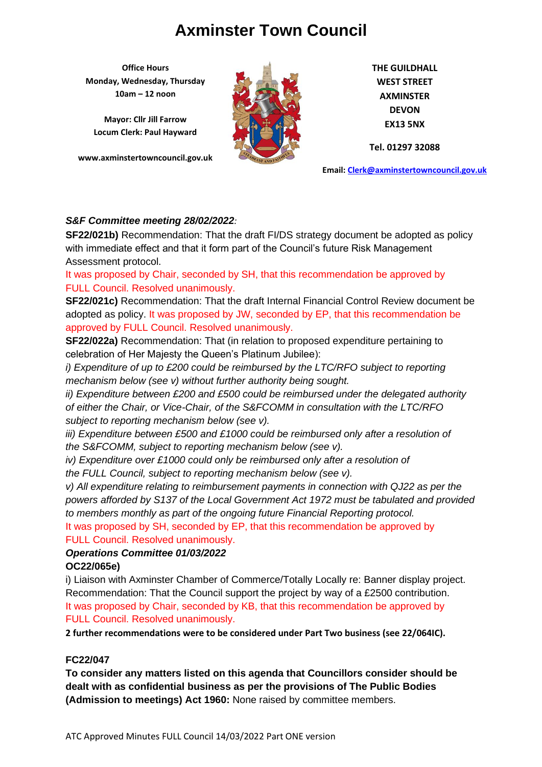# Axminster Town Council

**Office Hours**
**Monday, Wednesday, Thursday**
**10am – 12 noon**

**Mayor: Cllr Jill Farrow**
**Locum Clerk: Paul Hayward**

**www.axminstertowncouncil.gov.uk**

**THE GUILDHALL**
**WEST STREET**
**AXMINSTER**
**DEVON**
**EX13 5NX**

**Tel. 01297 32088**

**Email: Clerk@axminstertowncouncil.gov.uk**

***S&F Committee meeting 28/02/2022**:*

**SF22/021b)** Recommendation: That the draft FI/DS strategy document be adopted as policy with immediate effect and that it form part of the Council's future Risk Management Assessment protocol.

It was proposed by Chair, seconded by SH, that this recommendation be approved by FULL Council. Resolved unanimously.

**SF22/021c)** Recommendation: That the draft Internal Financial Control Review document be adopted as policy. It was proposed by JW, seconded by EP, that this recommendation be approved by FULL Council. Resolved unanimously.

**SF22/022a)** Recommendation: That (in relation to proposed expenditure pertaining to celebration of Her Majesty the Queen's Platinum Jubilee):

*i) Expenditure of up to £200 could be reimbursed by the LTC/RFO subject to reporting mechanism below (see v) without further authority being sought.*

*ii) Expenditure between £200 and £500 could be reimbursed under the delegated authority of either the Chair, or Vice-Chair, of the S&FCOMM in consultation with the LTC/RFO subject to reporting mechanism below (see v).*

*iii) Expenditure between £500 and £1000 could be reimbursed only after a resolution of the S&FCOMM, subject to reporting mechanism below (see v).*

*iv) Expenditure over £1000 could only be reimbursed only after a resolution of the FULL Council, subject to reporting mechanism below (see v).*

*v) All expenditure relating to reimbursement payments in connection with QJ22 as per the powers afforded by S137 of the Local Government Act 1972 must be tabulated and provided to members monthly as part of the ongoing future Financial Reporting protocol.*

It was proposed by SH, seconded by EP, that this recommendation be approved by FULL Council. Resolved unanimously.

***Operations Committee 01/03/2022***

**OC22/065e)**

i) Liaison with Axminster Chamber of Commerce/Totally Locally re: Banner display project. Recommendation: That the Council support the project by way of a £2500 contribution. It was proposed by Chair, seconded by KB, that this recommendation be approved by FULL Council. Resolved unanimously.

**2 further recommendations were to be considered under Part Two business (see 22/064IC).**

**FC22/047**

**To consider any matters listed on this agenda that Councillors consider should be dealt with as confidential business as per the provisions of The Public Bodies (Admission to meetings) Act 1960:** None raised by committee members.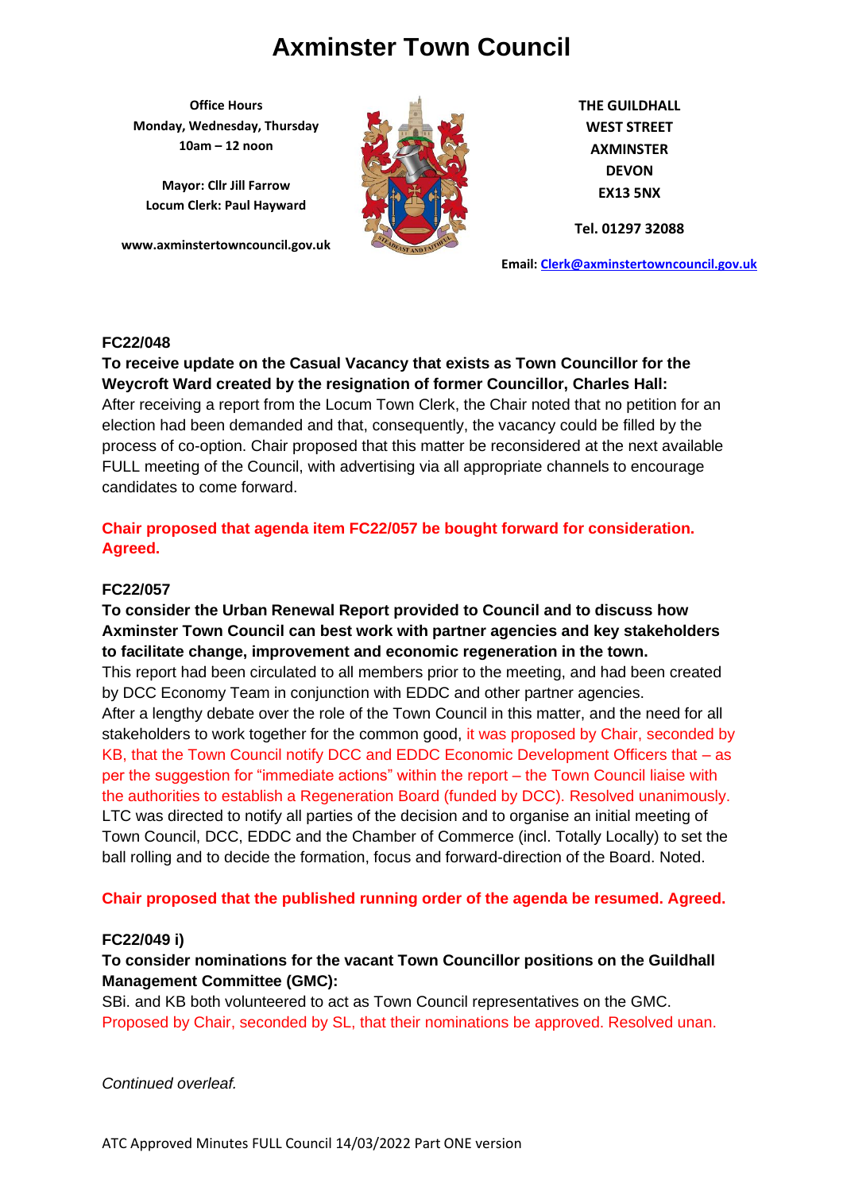# Axminster Town Council

**Office Hours**
**Monday, Wednesday, Thursday**
**10am – 12 noon**

**Mayor: Cllr Jill Farrow**
**Locum Clerk: Paul Hayward**

**www.axminstertowncouncil.gov.uk**

**THE GUILDHALL**
**WEST STREET**
**AXMINSTER**
**DEVON**
**EX13 5NX**

**Tel. 01297 32088**

**Email: Clerk@axminstertowncouncil.gov.uk**

**FC22/048**

**To receive update on the Casual Vacancy that exists as Town Councillor for the Weycroft Ward created by the resignation of former Councillor, Charles Hall:**
After receiving a report from the Locum Town Clerk, the Chair noted that no petition for an election had been demanded and that, consequently, the vacancy could be filled by the process of co-option. Chair proposed that this matter be reconsidered at the next available FULL meeting of the Council, with advertising via all appropriate channels to encourage candidates to come forward.

**Chair proposed that agenda item FC22/057 be bought forward for consideration. Agreed.**

**FC22/057**

**To consider the Urban Renewal Report provided to Council and to discuss how Axminster Town Council can best work with partner agencies and key stakeholders to facilitate change, improvement and economic regeneration in the town.**
This report had been circulated to all members prior to the meeting, and had been created by DCC Economy Team in conjunction with EDDC and other partner agencies.
After a lengthy debate over the role of the Town Council in this matter, and the need for all stakeholders to work together for the common good, it was proposed by Chair, seconded by KB, that the Town Council notify DCC and EDDC Economic Development Officers that – as per the suggestion for "immediate actions" within the report – the Town Council liaise with the authorities to establish a Regeneration Board (funded by DCC). Resolved unanimously.
LTC was directed to notify all parties of the decision and to organise an initial meeting of Town Council, DCC, EDDC and the Chamber of Commerce (incl. Totally Locally) to set the ball rolling and to decide the formation, focus and forward-direction of the Board. Noted.

**Chair proposed that the published running order of the agenda be resumed. Agreed.**

**FC22/049 i)**

**To consider nominations for the vacant Town Councillor positions on the Guildhall Management Committee (GMC):**
SBi. and KB both volunteered to act as Town Council representatives on the GMC.
Proposed by Chair, seconded by SL, that their nominations be approved. Resolved unan.

*Continued overleaf.*

ATC Approved Minutes FULL Council 14/03/2022 Part ONE version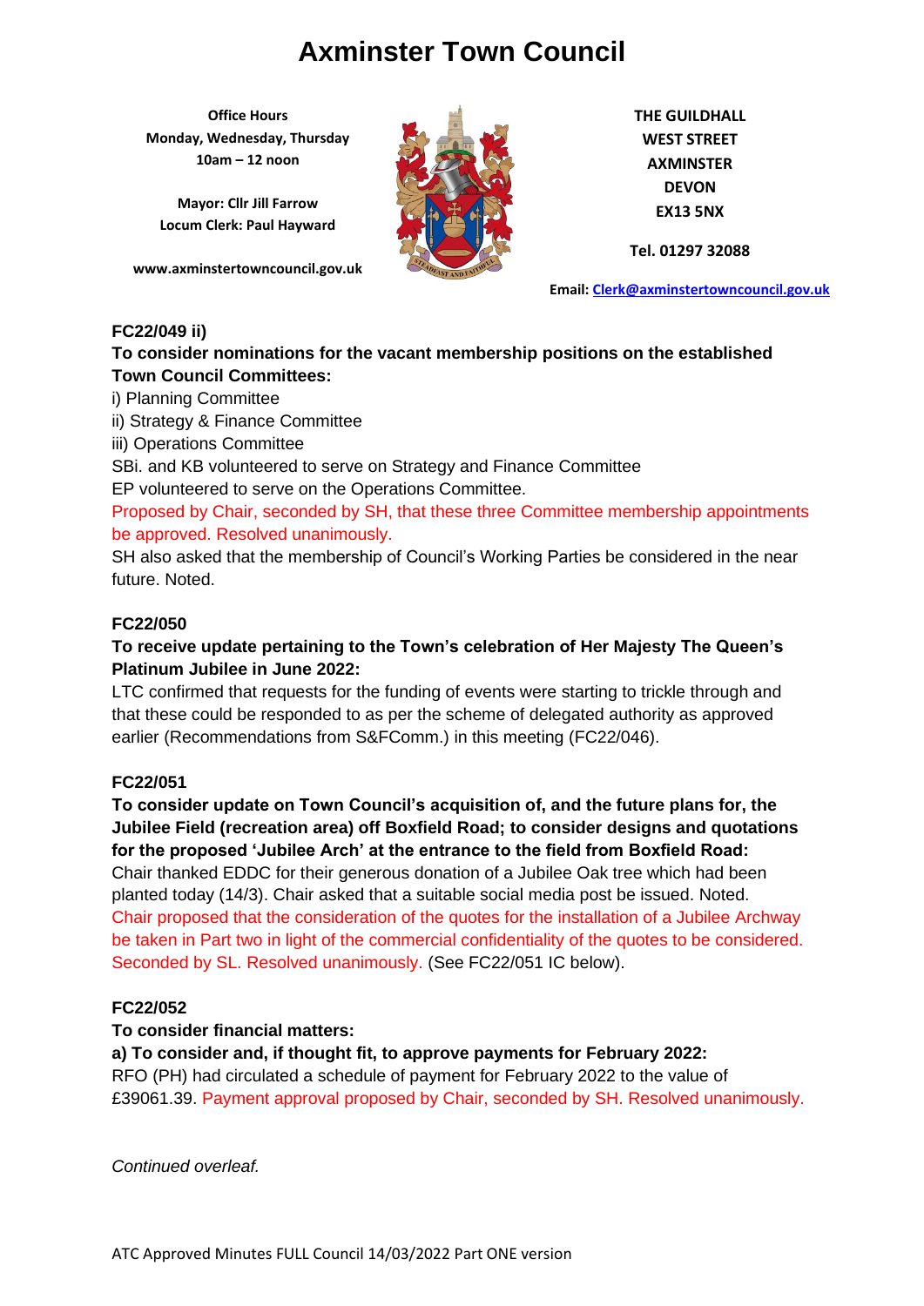# Axminster Town Council

**Office Hours**
**Monday, Wednesday, Thursday**
**10am – 12 noon**

**Mayor: Cllr Jill Farrow**
**Locum Clerk: Paul Hayward**

**www.axminstertowncouncil.gov.uk**

**THE GUILDHALL**
**WEST STREET**
**AXMINSTER**
**DEVON**
**EX13 5NX**

**Tel. 01297 32088**

**Email: Clerk@axminstertowncouncil.gov.uk**

**FC22/049 ii)**

**To consider nominations for the vacant membership positions on the established Town Council Committees:**

i) Planning Committee

ii) Strategy & Finance Committee

iii) Operations Committee

SBi. and KB volunteered to serve on Strategy and Finance Committee

EP volunteered to serve on the Operations Committee.

Proposed by Chair, seconded by SH, that these three Committee membership appointments be approved. Resolved unanimously.

SH also asked that the membership of Council's Working Parties be considered in the near future. Noted.

**FC22/050**

**To receive update pertaining to the Town's celebration of Her Majesty The Queen's Platinum Jubilee in June 2022:**

LTC confirmed that requests for the funding of events were starting to trickle through and that these could be responded to as per the scheme of delegated authority as approved earlier (Recommendations from S&FComm.) in this meeting (FC22/046).

**FC22/051**

**To consider update on Town Council's acquisition of, and the future plans for, the Jubilee Field (recreation area) off Boxfield Road; to consider designs and quotations for the proposed 'Jubilee Arch' at the entrance to the field from Boxfield Road:**

Chair thanked EDDC for their generous donation of a Jubilee Oak tree which had been planted today (14/3). Chair asked that a suitable social media post be issued. Noted.

Chair proposed that the consideration of the quotes for the installation of a Jubilee Archway be taken in Part two in light of the commercial confidentiality of the quotes to be considered. Seconded by SL. Resolved unanimously. (See FC22/051 IC below).

**FC22/052**

**To consider financial matters:**

**a) To consider and, if thought fit, to approve payments for February 2022:**

RFO (PH) had circulated a schedule of payment for February 2022 to the value of £39061.39. Payment approval proposed by Chair, seconded by SH. Resolved unanimously.

*Continued overleaf.*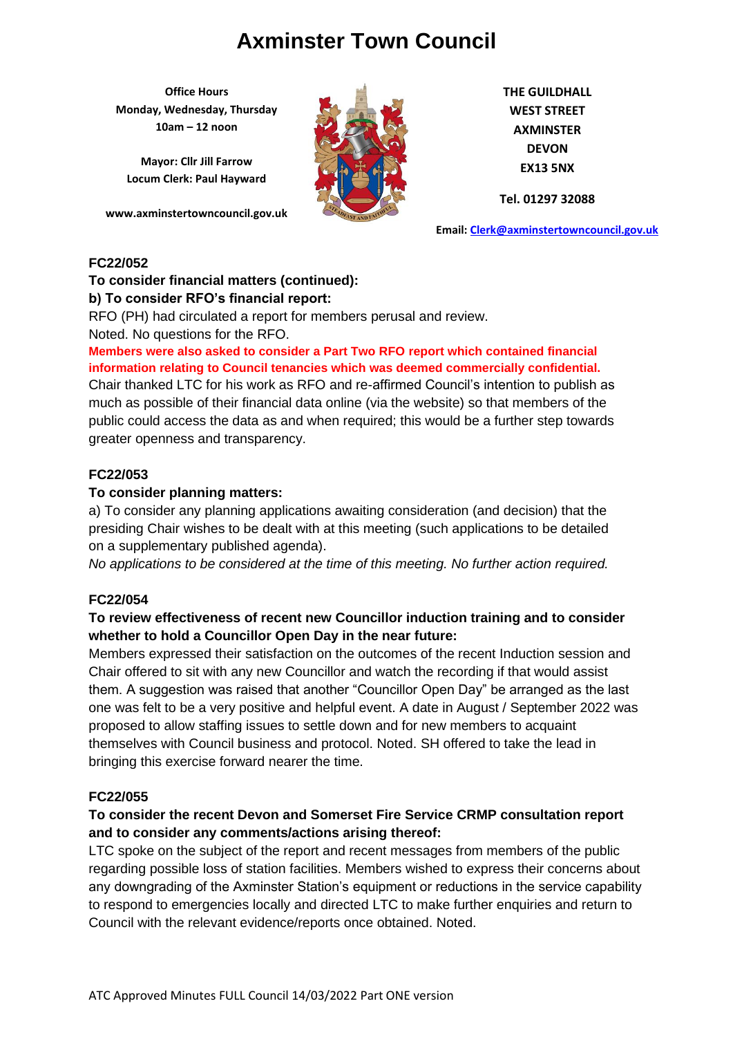# Axminster Town Council

**Office Hours**
**Monday, Wednesday, Thursday**
**10am – 12 noon**

**Mayor: Cllr Jill Farrow**
**Locum Clerk: Paul Hayward**

**www.axminstertowncouncil.gov.uk**

**THE GUILDHALL**
**WEST STREET**
**AXMINSTER**
**DEVON**
**EX13 5NX**

**Tel. 01297 32088**

**Email: Clerk@axminstertowncouncil.gov.uk**

**FC22/052**

**To consider financial matters (continued):**

**b) To consider RFO's financial report:**

RFO (PH) had circulated a report for members perusal and review.
Noted. No questions for the RFO.

**Members were also asked to consider a Part Two RFO report which contained financial information relating to Council tenancies which was deemed commercially confidential.**

Chair thanked LTC for his work as RFO and re-affirmed Council's intention to publish as much as possible of their financial data online (via the website) so that members of the public could access the data as and when required; this would be a further step towards greater openness and transparency.

**FC22/053**

**To consider planning matters:**

a) To consider any planning applications awaiting consideration (and decision) that the presiding Chair wishes to be dealt with at this meeting (such applications to be detailed on a supplementary published agenda).

*No applications to be considered at the time of this meeting. No further action required.*

**FC22/054**

**To review effectiveness of recent new Councillor induction training and to consider whether to hold a Councillor Open Day in the near future:**

Members expressed their satisfaction on the outcomes of the recent Induction session and Chair offered to sit with any new Councillor and watch the recording if that would assist them. A suggestion was raised that another "Councillor Open Day" be arranged as the last one was felt to be a very positive and helpful event. A date in August / September 2022 was proposed to allow staffing issues to settle down and for new members to acquaint themselves with Council business and protocol. Noted. SH offered to take the lead in bringing this exercise forward nearer the time.

**FC22/055**

**To consider the recent Devon and Somerset Fire Service CRMP consultation report and to consider any comments/actions arising thereof:**

LTC spoke on the subject of the report and recent messages from members of the public regarding possible loss of station facilities. Members wished to express their concerns about any downgrading of the Axminster Station's equipment or reductions in the service capability to respond to emergencies locally and directed LTC to make further enquiries and return to Council with the relevant evidence/reports once obtained. Noted.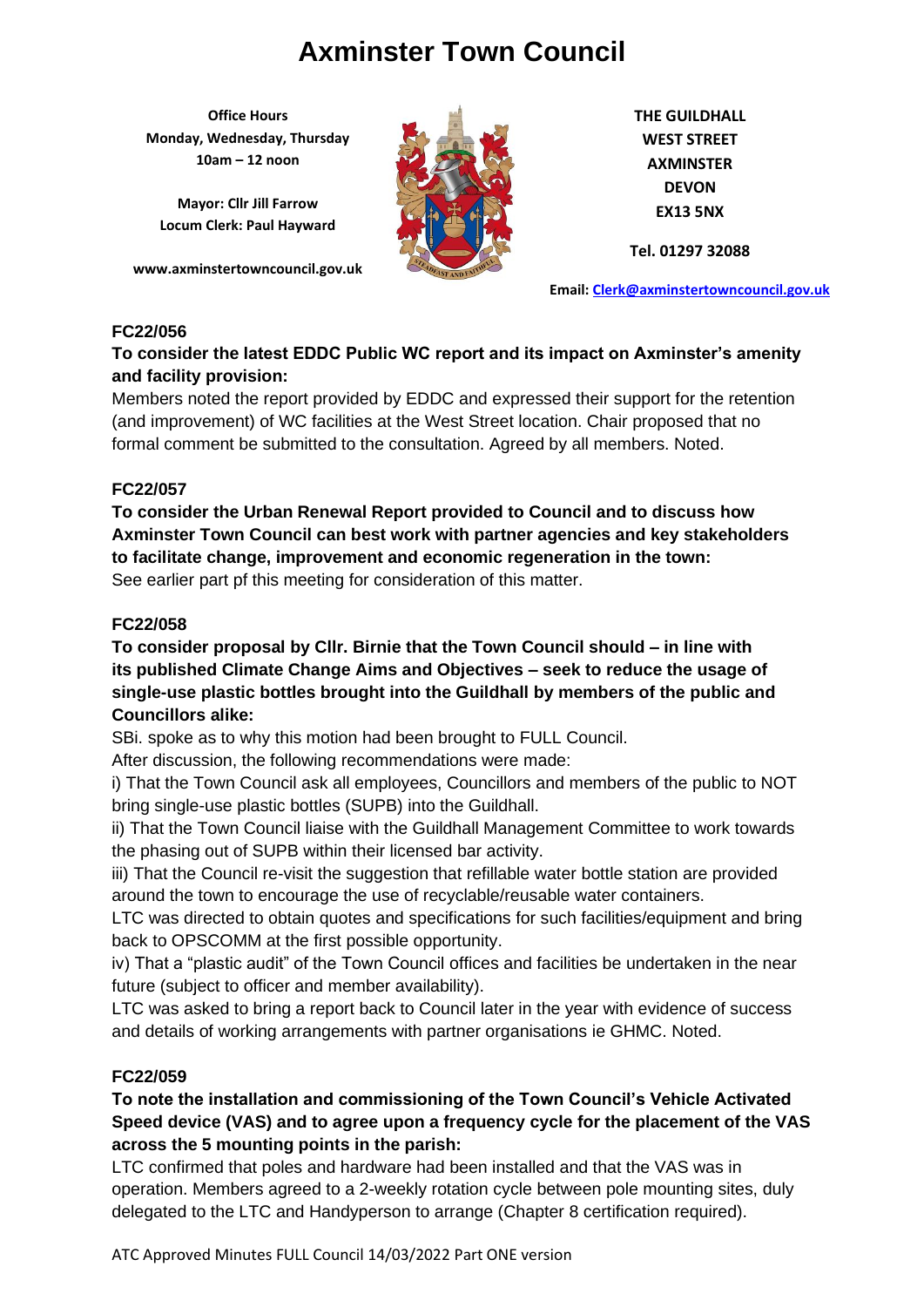# Axminster Town Council

**Office Hours**
**Monday, Wednesday, Thursday**
**10am – 12 noon**

**Mayor: Cllr Jill Farrow**
**Locum Clerk: Paul Hayward**

**www.axminstertowncouncil.gov.uk**

**THE GUILDHALL**
**WEST STREET**
**AXMINSTER**
**DEVON**
**EX13 5NX**

**Tel. 01297 32088**

**Email: Clerk@axminstertowncouncil.gov.uk**

**FC22/056**

**To consider the latest EDDC Public WC report and its impact on Axminster's amenity and facility provision:**

Members noted the report provided by EDDC and expressed their support for the retention (and improvement) of WC facilities at the West Street location. Chair proposed that no formal comment be submitted to the consultation. Agreed by all members. Noted.

**FC22/057**

**To consider the Urban Renewal Report provided to Council and to discuss how Axminster Town Council can best work with partner agencies and key stakeholders to facilitate change, improvement and economic regeneration in the town:**

See earlier part pf this meeting for consideration of this matter.

**FC22/058**

**To consider proposal by Cllr. Birnie that the Town Council should – in line with its published Climate Change Aims and Objectives – seek to reduce the usage of single-use plastic bottles brought into the Guildhall by members of the public and Councillors alike:**

SBi. spoke as to why this motion had been brought to FULL Council.

After discussion, the following recommendations were made:

i) That the Town Council ask all employees, Councillors and members of the public to NOT bring single-use plastic bottles (SUPB) into the Guildhall.

ii) That the Town Council liaise with the Guildhall Management Committee to work towards the phasing out of SUPB within their licensed bar activity.

iii) That the Council re-visit the suggestion that refillable water bottle station are provided around the town to encourage the use of recyclable/reusable water containers.

LTC was directed to obtain quotes and specifications for such facilities/equipment and bring back to OPSCOMM at the first possible opportunity.

iv) That a "plastic audit" of the Town Council offices and facilities be undertaken in the near future (subject to officer and member availability).

LTC was asked to bring a report back to Council later in the year with evidence of success and details of working arrangements with partner organisations ie GHMC. Noted.

**FC22/059**

**To note the installation and commissioning of the Town Council's Vehicle Activated Speed device (VAS) and to agree upon a frequency cycle for the placement of the VAS across the 5 mounting points in the parish:**

LTC confirmed that poles and hardware had been installed and that the VAS was in operation. Members agreed to a 2-weekly rotation cycle between pole mounting sites, duly delegated to the LTC and Handyperson to arrange (Chapter 8 certification required).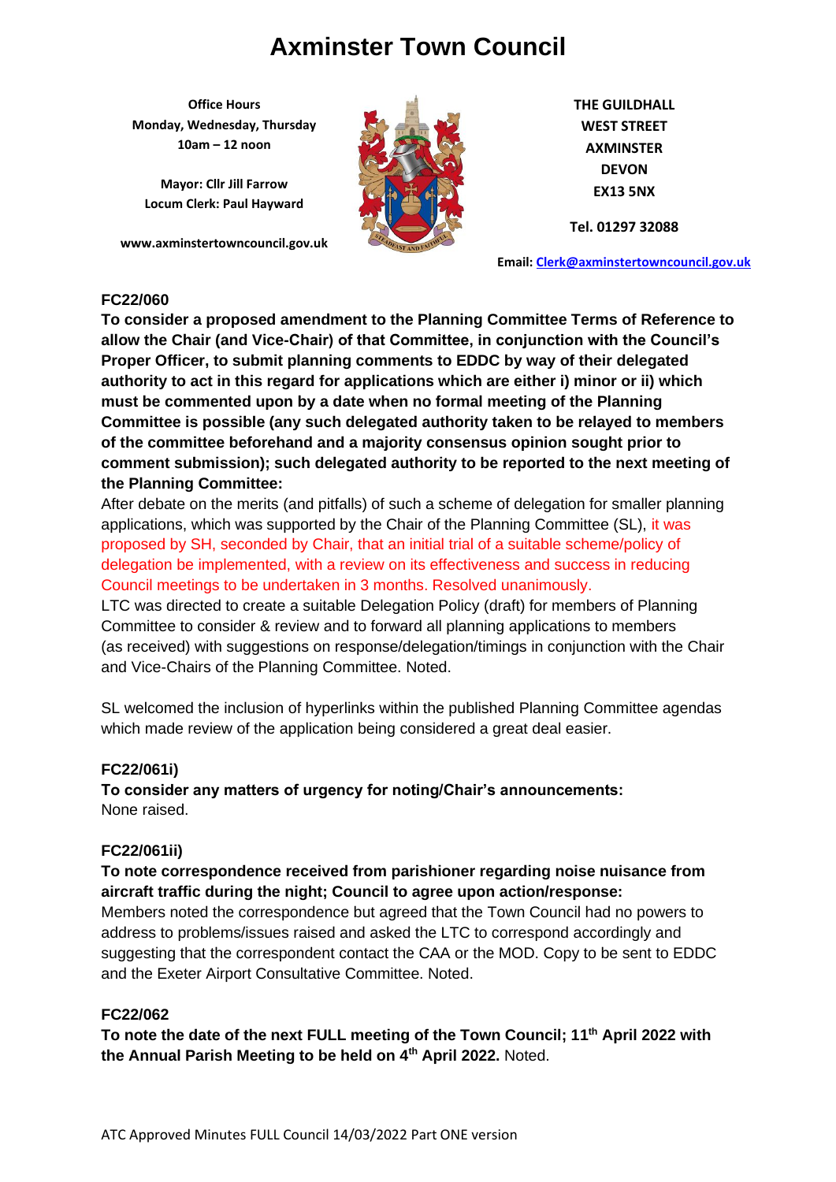# Axminster Town Council

**Office Hours**
**Monday, Wednesday, Thursday**
**10am – 12 noon**

**Mayor: Cllr Jill Farrow**
**Locum Clerk: Paul Hayward**

**www.axminstertowncouncil.gov.uk**

**THE GUILDHALL**
**WEST STREET**
**AXMINSTER**
**DEVON**
**EX13 5NX**

**Tel. 01297 32088**

**Email: Clerk@axminstertowncouncil.gov.uk**

**FC22/060**

**To consider a proposed amendment to the Planning Committee Terms of Reference to allow the Chair (and Vice-Chair) of that Committee, in conjunction with the Council's Proper Officer, to submit planning comments to EDDC by way of their delegated authority to act in this regard for applications which are either i) minor or ii) which must be commented upon by a date when no formal meeting of the Planning Committee is possible (any such delegated authority taken to be relayed to members of the committee beforehand and a majority consensus opinion sought prior to comment submission); such delegated authority to be reported to the next meeting of the Planning Committee:**

After debate on the merits (and pitfalls) of such a scheme of delegation for smaller planning applications, which was supported by the Chair of the Planning Committee (SL), it was proposed by SH, seconded by Chair, that an initial trial of a suitable scheme/policy of delegation be implemented, with a review on its effectiveness and success in reducing Council meetings to be undertaken in 3 months. Resolved unanimously.

LTC was directed to create a suitable Delegation Policy (draft) for members of Planning Committee to consider & review and to forward all planning applications to members (as received) with suggestions on response/delegation/timings in conjunction with the Chair and Vice-Chairs of the Planning Committee. Noted.

SL welcomed the inclusion of hyperlinks within the published Planning Committee agendas which made review of the application being considered a great deal easier.

**FC22/061i)**

**To consider any matters of urgency for noting/Chair's announcements:**
None raised.

**FC22/061ii)**

**To note correspondence received from parishioner regarding noise nuisance from aircraft traffic during the night; Council to agree upon action/response:**
Members noted the correspondence but agreed that the Town Council had no powers to address to problems/issues raised and asked the LTC to correspond accordingly and suggesting that the correspondent contact the CAA or the MOD. Copy to be sent to EDDC and the Exeter Airport Consultative Committee. Noted.

**FC22/062**

**To note the date of the next FULL meeting of the Town Council; 11th April 2022 with the Annual Parish Meeting to be held on 4th April 2022.** Noted.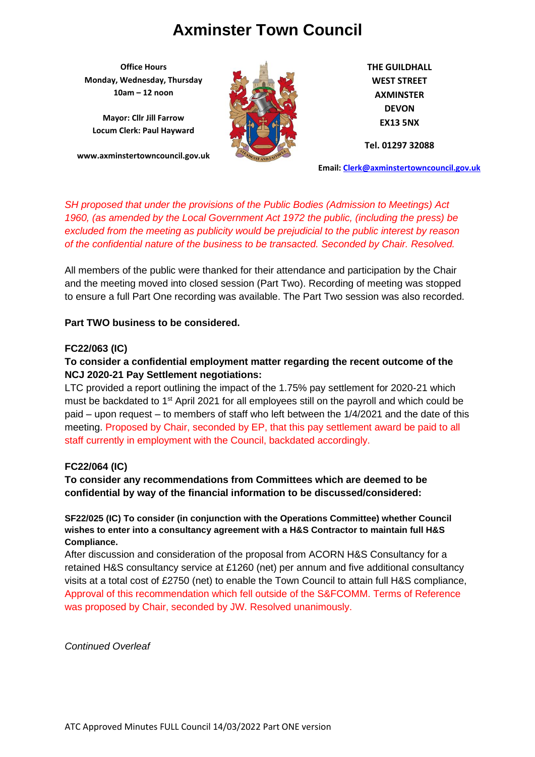# Axminster Town Council

**Office Hours**
**Monday, Wednesday, Thursday**
**10am – 12 noon**

**Mayor: Cllr Jill Farrow**
**Locum Clerk: Paul Hayward**

**www.axminstertowncouncil.gov.uk**

**THE GUILDHALL**
**WEST STREET**
**AXMINSTER**
**DEVON**
**EX13 5NX**

**Tel. 01297 32088**

**Email: Clerk@axminstertowncouncil.gov.uk**

*SH proposed that under the provisions of the Public Bodies (Admission to Meetings) Act 1960, (as amended by the Local Government Act 1972 the public, (including the press) be excluded from the meeting as publicity would be prejudicial to the public interest by reason of the confidential nature of the business to be transacted. Seconded by Chair. Resolved.*

All members of the public were thanked for their attendance and participation by the Chair and the meeting moved into closed session (Part Two). Recording of meeting was stopped to ensure a full Part One recording was available. The Part Two session was also recorded.

**Part TWO business to be considered.**

**FC22/063 (IC)**

**To consider a confidential employment matter regarding the recent outcome of the NCJ 2020-21 Pay Settlement negotiations:**

LTC provided a report outlining the impact of the 1.75% pay settlement for 2020-21 which must be backdated to 1st April 2021 for all employees still on the payroll and which could be paid – upon request – to members of staff who left between the 1/4/2021 and the date of this meeting. Proposed by Chair, seconded by EP, that this pay settlement award be paid to all staff currently in employment with the Council, backdated accordingly.

**FC22/064 (IC)**

**To consider any recommendations from Committees which are deemed to be confidential by way of the financial information to be discussed/considered:**

**SF22/025 (IC) To consider (in conjunction with the Operations Committee) whether Council wishes to enter into a consultancy agreement with a H&S Contractor to maintain full H&S Compliance.**

After discussion and consideration of the proposal from ACORN H&S Consultancy for a retained H&S consultancy service at £1260 (net) per annum and five additional consultancy visits at a total cost of £2750 (net) to enable the Town Council to attain full H&S compliance, Approval of this recommendation which fell outside of the S&FCOMM. Terms of Reference was proposed by Chair, seconded by JW. Resolved unanimously.

*Continued Overleaf*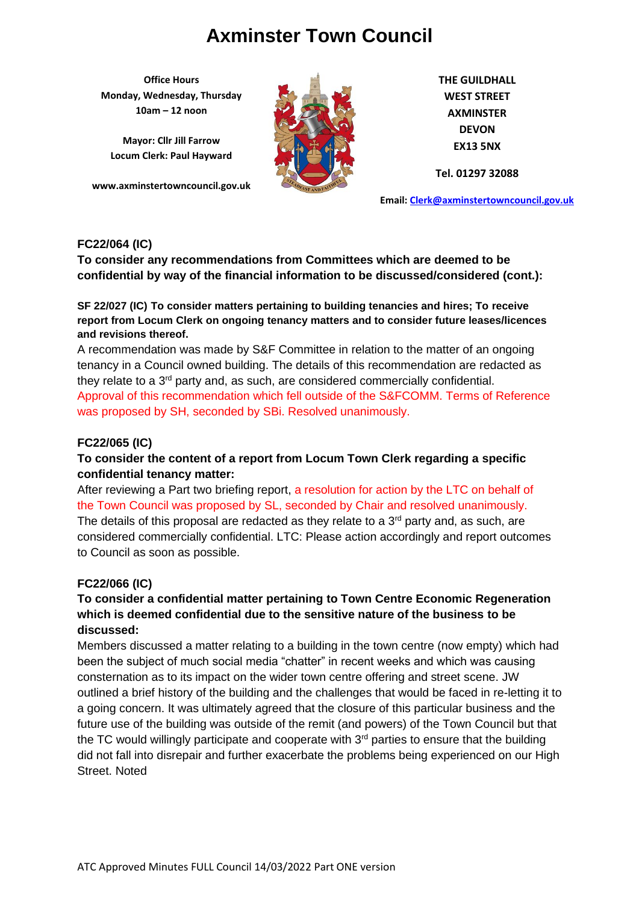**FC22/064 (IC)**

**To consider any recommendations from Committees which are deemed to be confidential by way of the financial information to be discussed/considered (cont.):**

**SF 22/027 (IC) To consider matters pertaining to building tenancies and hires; To receive report from Locum Clerk on ongoing tenancy matters and to consider future leases/licences and revisions thereof.**

A recommendation was made by S&F Committee in relation to the matter of an ongoing tenancy in a Council owned building. The details of this recommendation are redacted as they relate to a 3rd party and, as such, are considered commercially confidential. Approval of this recommendation which fell outside of the S&FCOMM. Terms of Reference was proposed by SH, seconded by SBi. Resolved unanimously.

**FC22/065 (IC)**

**To consider the content of a report from Locum Town Clerk regarding a specific confidential tenancy matter:**

After reviewing a Part two briefing report, a resolution for action by the LTC on behalf of the Town Council was proposed by SL, seconded by Chair and resolved unanimously. The details of this proposal are redacted as they relate to a 3rd party and, as such, are considered commercially confidential. LTC: Please action accordingly and report outcomes to Council as soon as possible.

**FC22/066 (IC)**

**To consider a confidential matter pertaining to Town Centre Economic Regeneration which is deemed confidential due to the sensitive nature of the business to be discussed:**

Members discussed a matter relating to a building in the town centre (now empty) which had been the subject of much social media "chatter" in recent weeks and which was causing consternation as to its impact on the wider town centre offering and street scene. JW outlined a brief history of the building and the challenges that would be faced in re-letting it to a going concern. It was ultimately agreed that the closure of this particular business and the future use of the building was outside of the remit (and powers) of the Town Council but that the TC would willingly participate and cooperate with 3rd parties to ensure that the building did not fall into disrepair and further exacerbate the problems being experienced on our High Street. Noted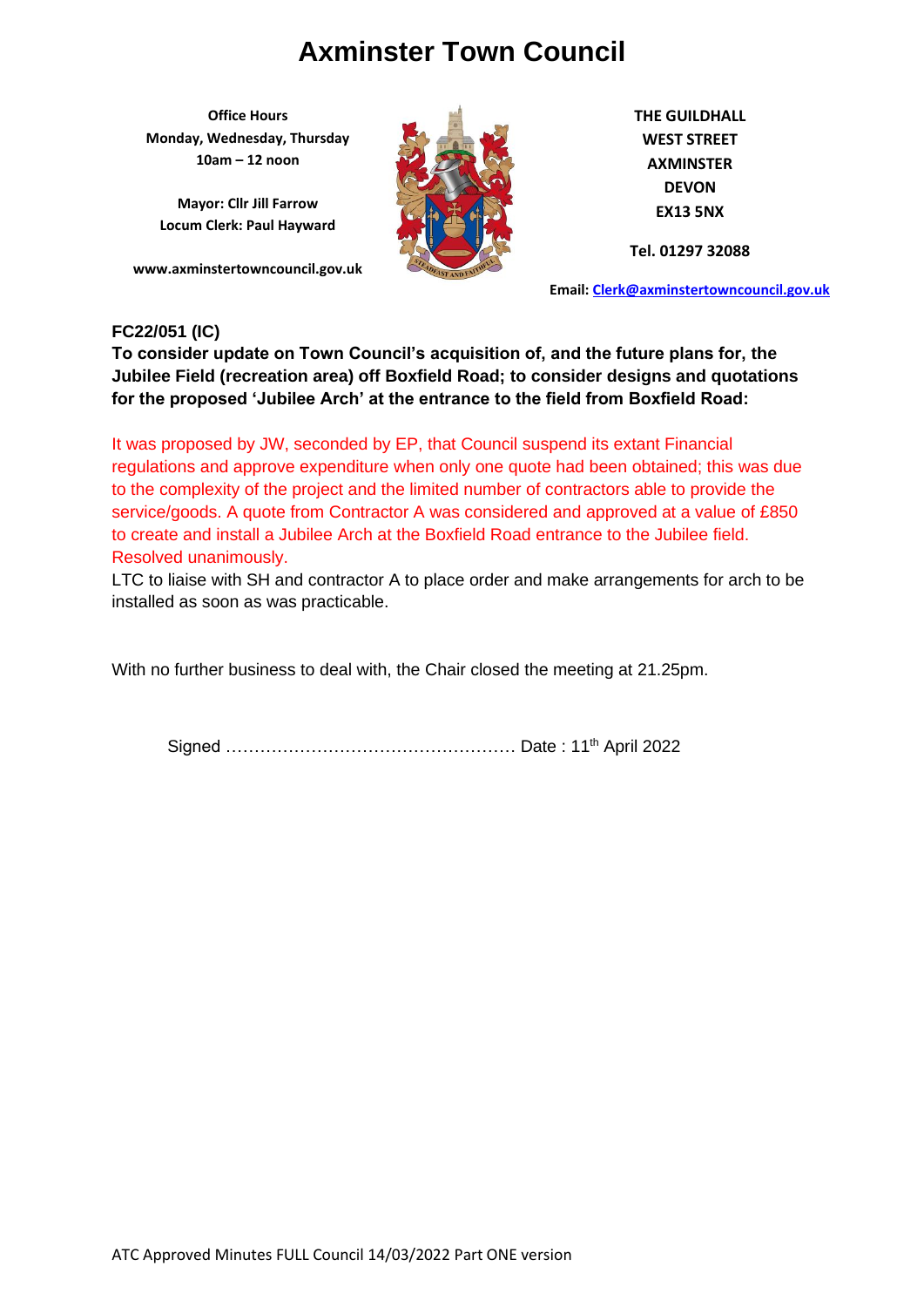# Axminster Town Council

**Office Hours**
**Monday, Wednesday, Thursday**
**10am – 12 noon**

**Mayor: Cllr Jill Farrow**
**Locum Clerk: Paul Hayward**

**www.axminstertowncouncil.gov.uk**

**THE GUILDHALL**
**WEST STREET**
**AXMINSTER**
**DEVON**
**EX13 5NX**

**Tel. 01297 32088**

**Email: Clerk@axminstertowncouncil.gov.uk**

**FC22/051 (IC)**

**To consider update on Town Council's acquisition of, and the future plans for, the Jubilee Field (recreation area) off Boxfield Road; to consider designs and quotations for the proposed 'Jubilee Arch' at the entrance to the field from Boxfield Road:**

It was proposed by JW, seconded by EP, that Council suspend its extant Financial regulations and approve expenditure when only one quote had been obtained; this was due to the complexity of the project and the limited number of contractors able to provide the service/goods. A quote from Contractor A was considered and approved at a value of £850 to create and install a Jubilee Arch at the Boxfield Road entrance to the Jubilee field. Resolved unanimously.

LTC to liaise with SH and contractor A to place order and make arrangements for arch to be installed as soon as was practicable.

With no further business to deal with, the Chair closed the meeting at 21.25pm.

Signed …………………………………………… Date : 11th April 2022

ATC Approved Minutes FULL Council 14/03/2022 Part ONE version